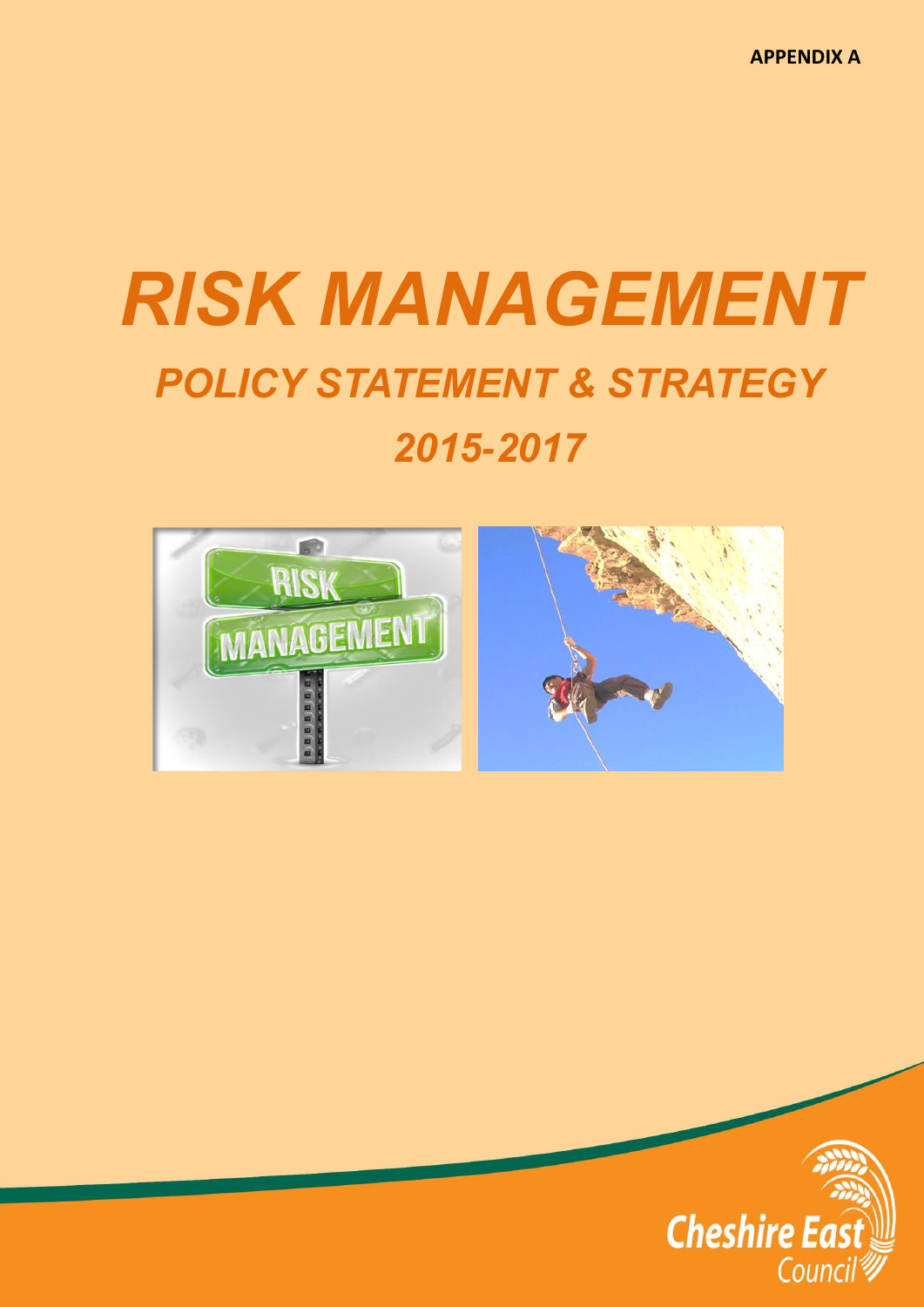APPENDIX A

# *RISK MANAGEMENT*

## *POLICY STATEMENT & STRATEGY*

## *2015-2017*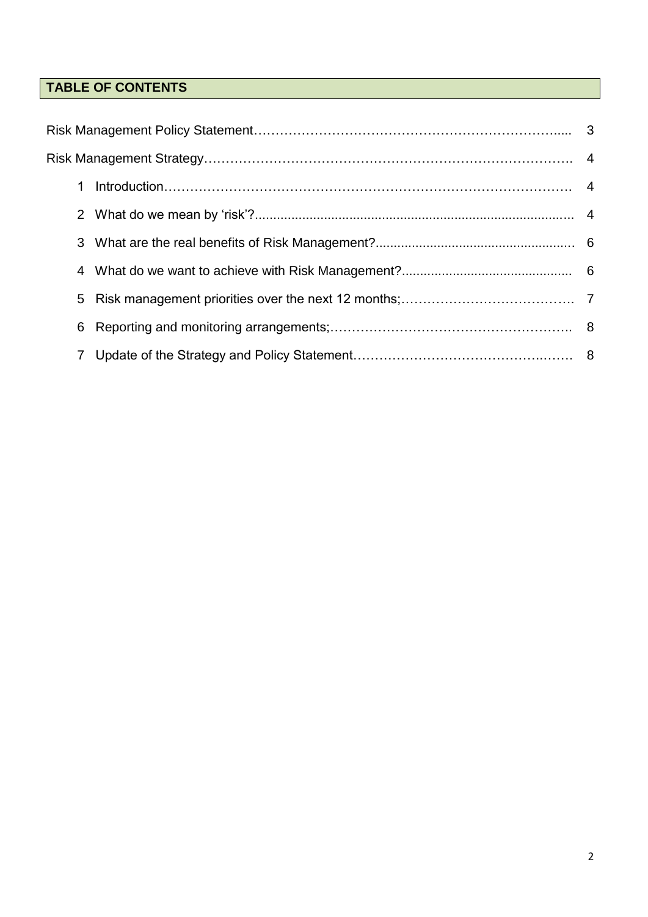## TABLE OF CONTENTS

| | |
|---|---|
| Risk Management Policy Statement | 3 |
| Risk Management Strategy | 4 |
| 1 Introduction | 4 |
| 2 What do we mean by 'risk'? | 4 |
| 3 What are the real benefits of Risk Management? | 6 |
| 4 What do we want to achieve with Risk Management? | 6 |
| 5 Risk management priorities over the next 12 months; | 7 |
| 6 Reporting and monitoring arrangements; | 8 |
| 7 Update of the Strategy and Policy Statement | 8 |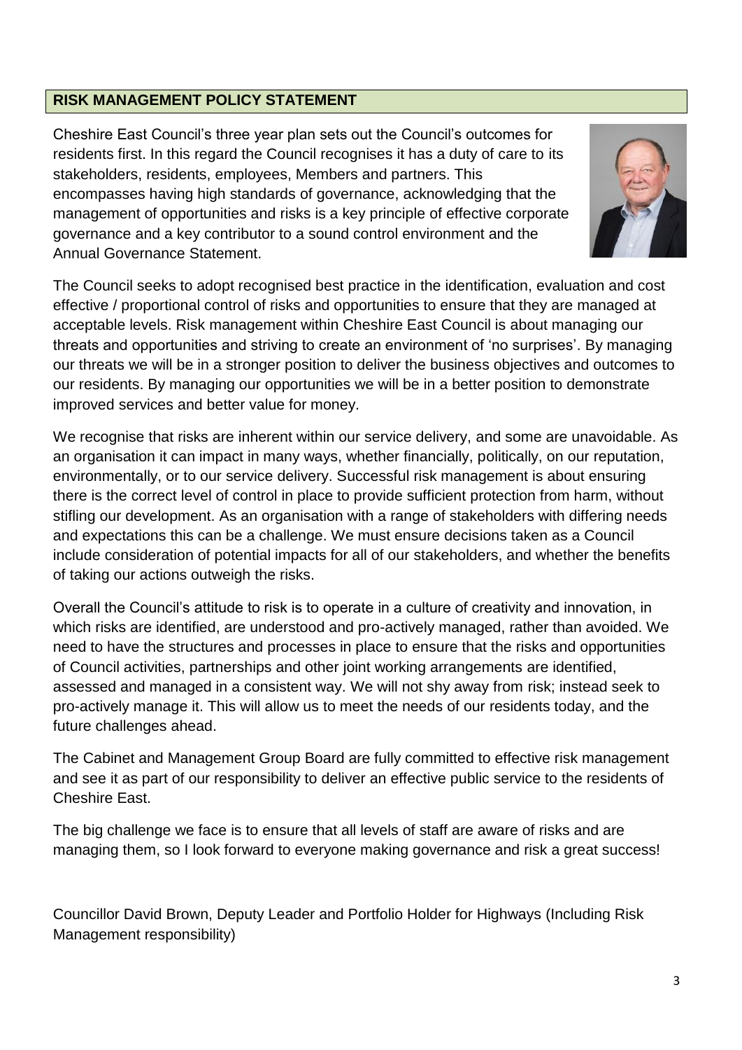## RISK MANAGEMENT POLICY STATEMENT

Cheshire East Council's three year plan sets out the Council's outcomes for residents first. In this regard the Council recognises it has a duty of care to its stakeholders, residents, employees, Members and partners. This encompasses having high standards of governance, acknowledging that the management of opportunities and risks is a key principle of effective corporate governance and a key contributor to a sound control environment and the Annual Governance Statement.

The Council seeks to adopt recognised best practice in the identification, evaluation and cost effective / proportional control of risks and opportunities to ensure that they are managed at acceptable levels. Risk management within Cheshire East Council is about managing our threats and opportunities and striving to create an environment of 'no surprises'. By managing our threats we will be in a stronger position to deliver the business objectives and outcomes to our residents. By managing our opportunities we will be in a better position to demonstrate improved services and better value for money.

We recognise that risks are inherent within our service delivery, and some are unavoidable. As an organisation it can impact in many ways, whether financially, politically, on our reputation, environmentally, or to our service delivery. Successful risk management is about ensuring there is the correct level of control in place to provide sufficient protection from harm, without stifling our development. As an organisation with a range of stakeholders with differing needs and expectations this can be a challenge. We must ensure decisions taken as a Council include consideration of potential impacts for all of our stakeholders, and whether the benefits of taking our actions outweigh the risks.

Overall the Council's attitude to risk is to operate in a culture of creativity and innovation, in which risks are identified, are understood and pro-actively managed, rather than avoided. We need to have the structures and processes in place to ensure that the risks and opportunities of Council activities, partnerships and other joint working arrangements are identified, assessed and managed in a consistent way. We will not shy away from risk; instead seek to pro-actively manage it. This will allow us to meet the needs of our residents today, and the future challenges ahead.

The Cabinet and Management Group Board are fully committed to effective risk management and see it as part of our responsibility to deliver an effective public service to the residents of Cheshire East.

The big challenge we face is to ensure that all levels of staff are aware of risks and are managing them, so I look forward to everyone making governance and risk a great success!

Councillor David Brown, Deputy Leader and Portfolio Holder for Highways (Including Risk Management responsibility)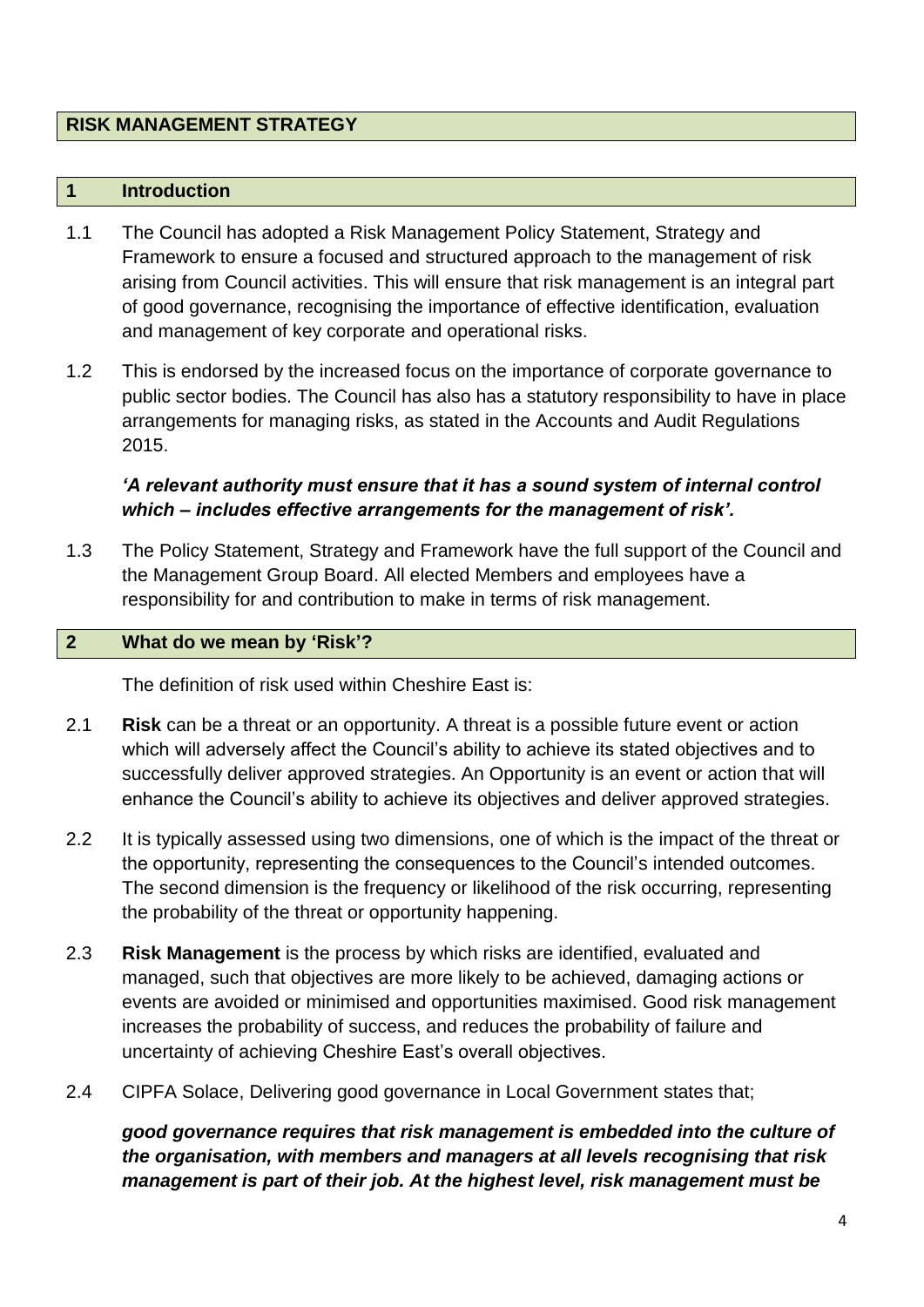## RISK MANAGEMENT STRATEGY

## 1 Introduction

1.1 The Council has adopted a Risk Management Policy Statement, Strategy and Framework to ensure a focused and structured approach to the management of risk arising from Council activities. This will ensure that risk management is an integral part of good governance, recognising the importance of effective identification, evaluation and management of key corporate and operational risks.

1.2 This is endorsed by the increased focus on the importance of corporate governance to public sector bodies. The Council has also has a statutory responsibility to have in place arrangements for managing risks, as stated in the Accounts and Audit Regulations 2015.

***'A relevant authority must ensure that it has a sound system of internal control which – includes effective arrangements for the management of risk'.***

1.3 The Policy Statement, Strategy and Framework have the full support of the Council and the Management Group Board. All elected Members and employees have a responsibility for and contribution to make in terms of risk management.

## 2 What do we mean by 'Risk'?

The definition of risk used within Cheshire East is:

2.1 **Risk** can be a threat or an opportunity. A threat is a possible future event or action which will adversely affect the Council's ability to achieve its stated objectives and to successfully deliver approved strategies. An Opportunity is an event or action that will enhance the Council's ability to achieve its objectives and deliver approved strategies.

2.2 It is typically assessed using two dimensions, one of which is the impact of the threat or the opportunity, representing the consequences to the Council's intended outcomes. The second dimension is the frequency or likelihood of the risk occurring, representing the probability of the threat or opportunity happening.

2.3 **Risk Management** is the process by which risks are identified, evaluated and managed, such that objectives are more likely to be achieved, damaging actions or events are avoided or minimised and opportunities maximised. Good risk management increases the probability of success, and reduces the probability of failure and uncertainty of achieving Cheshire East's overall objectives.

2.4 CIPFA Solace, Delivering good governance in Local Government states that;

***good governance requires that risk management is embedded into the culture of the organisation, with members and managers at all levels recognising that risk management is part of their job. At the highest level, risk management must be***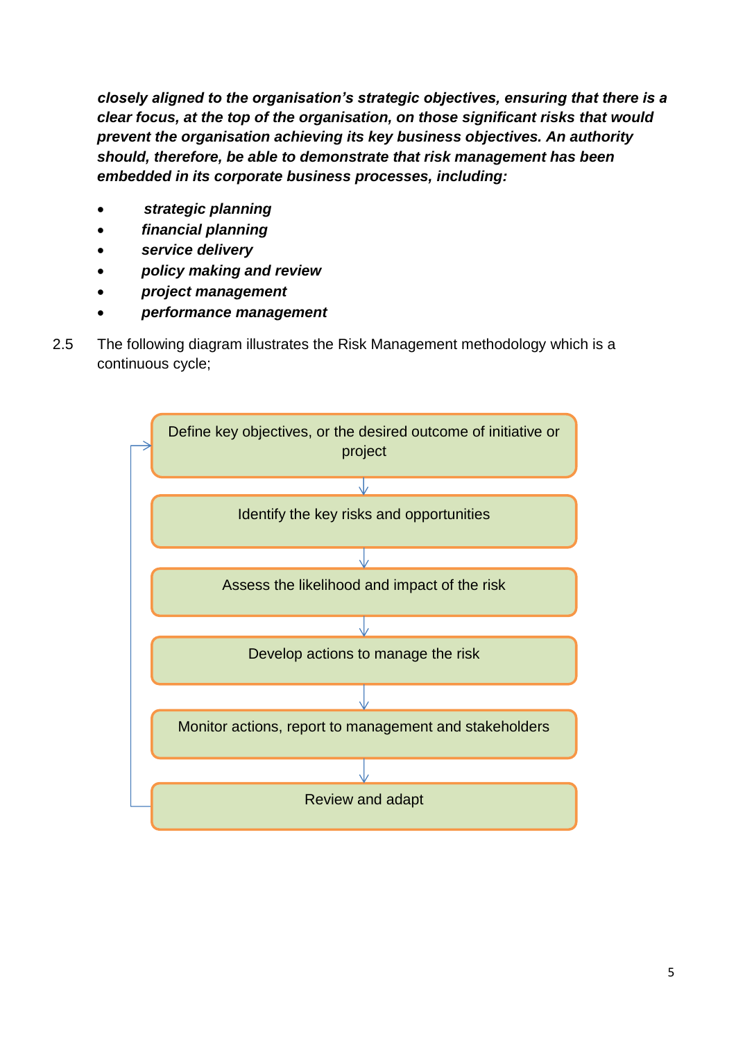***closely aligned to the organisation's strategic objectives, ensuring that there is a clear focus, at the top of the organisation, on those significant risks that would prevent the organisation achieving its key business objectives. An authority should, therefore, be able to demonstrate that risk management has been embedded in its corporate business processes, including:***

- ***strategic planning***
- ***financial planning***
- ***service delivery***
- ***policy making and review***
- ***project management***
- ***performance management***

2.5 The following diagram illustrates the Risk Management methodology which is a continuous cycle;

Define key objectives, or the desired outcome of initiative or project

↓

Identify the key risks and opportunities

↓

Assess the likelihood and impact of the risk

↓

Develop actions to manage the risk

↓

Monitor actions, report to management and stakeholders

↓

Review and adapt

(returns to: Define key objectives, or the desired outcome of initiative or project)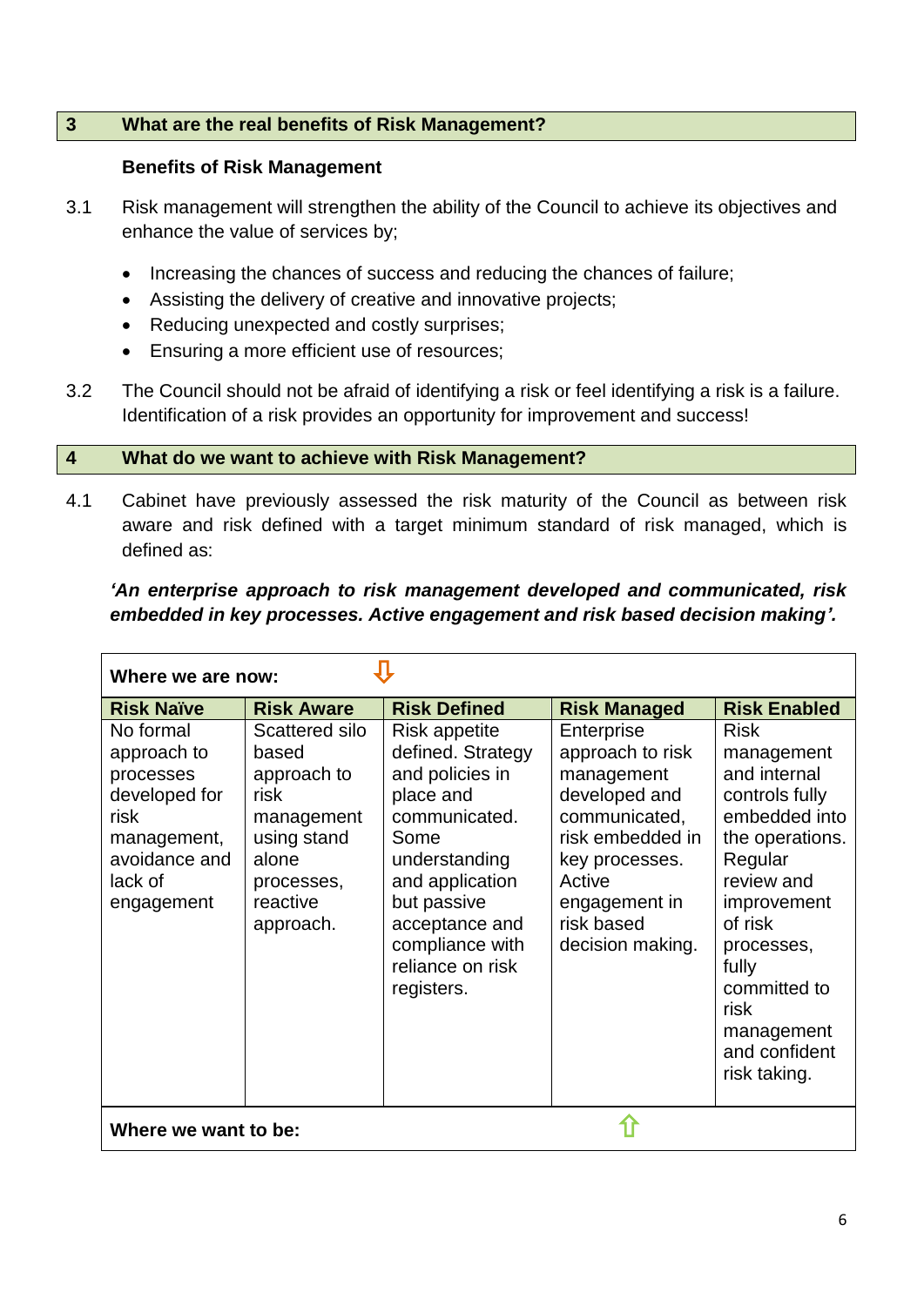## 3 What are the real benefits of Risk Management?

**Benefits of Risk Management**

3.1 Risk management will strengthen the ability of the Council to achieve its objectives and enhance the value of services by;

- Increasing the chances of success and reducing the chances of failure;
- Assisting the delivery of creative and innovative projects;
- Reducing unexpected and costly surprises;
- Ensuring a more efficient use of resources;

3.2 The Council should not be afraid of identifying a risk or feel identifying a risk is a failure. Identification of a risk provides an opportunity for improvement and success!

## 4 What do we want to achieve with Risk Management?

4.1 Cabinet have previously assessed the risk maturity of the Council as between risk aware and risk defined with a target minimum standard of risk managed, which is defined as:

***'An enterprise approach to risk management developed and communicated, risk embedded in key processes. Active engagement and risk based decision making'.***

| Where we are now: ⇩ | | | | |
|---|---|---|---|---|
| **Risk Naïve** | **Risk Aware** | **Risk Defined** | **Risk Managed** | **Risk Enabled** |
| No formal approach to processes developed for risk management, avoidance and lack of engagement | Scattered silo based approach to risk management using stand alone processes, reactive approach. | Risk appetite defined. Strategy and policies in place and communicated. Some understanding and application but passive acceptance and compliance with reliance on risk registers. | Enterprise approach to risk management developed and communicated, risk embedded in key processes. Active engagement in risk based decision making. | Risk management and internal controls fully embedded into the operations. Regular review and improvement of risk processes, fully committed to risk management and confident risk taking. |
| **Where we want to be:** ⇧ | | | | |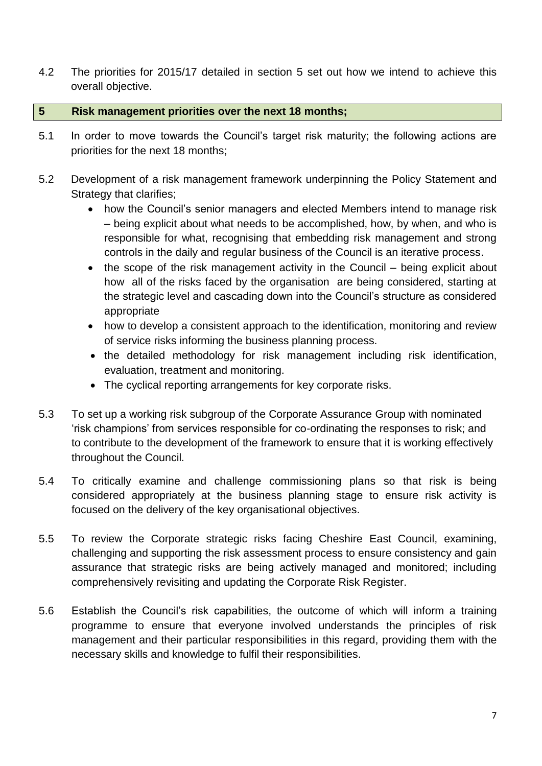4.2 The priorities for 2015/17 detailed in section 5 set out how we intend to achieve this overall objective.

## 5 Risk management priorities over the next 18 months;

5.1 In order to move towards the Council's target risk maturity; the following actions are priorities for the next 18 months;

5.2 Development of a risk management framework underpinning the Policy Statement and Strategy that clarifies;

- how the Council's senior managers and elected Members intend to manage risk – being explicit about what needs to be accomplished, how, by when, and who is responsible for what, recognising that embedding risk management and strong controls in the daily and regular business of the Council is an iterative process.
- the scope of the risk management activity in the Council – being explicit about how all of the risks faced by the organisation are being considered, starting at the strategic level and cascading down into the Council's structure as considered appropriate
- how to develop a consistent approach to the identification, monitoring and review of service risks informing the business planning process.
- the detailed methodology for risk management including risk identification, evaluation, treatment and monitoring.
- The cyclical reporting arrangements for key corporate risks.

5.3 To set up a working risk subgroup of the Corporate Assurance Group with nominated 'risk champions' from services responsible for co-ordinating the responses to risk; and to contribute to the development of the framework to ensure that it is working effectively throughout the Council.

5.4 To critically examine and challenge commissioning plans so that risk is being considered appropriately at the business planning stage to ensure risk activity is focused on the delivery of the key organisational objectives.

5.5 To review the Corporate strategic risks facing Cheshire East Council, examining, challenging and supporting the risk assessment process to ensure consistency and gain assurance that strategic risks are being actively managed and monitored; including comprehensively revisiting and updating the Corporate Risk Register.

5.6 Establish the Council's risk capabilities, the outcome of which will inform a training programme to ensure that everyone involved understands the principles of risk management and their particular responsibilities in this regard, providing them with the necessary skills and knowledge to fulfil their responsibilities.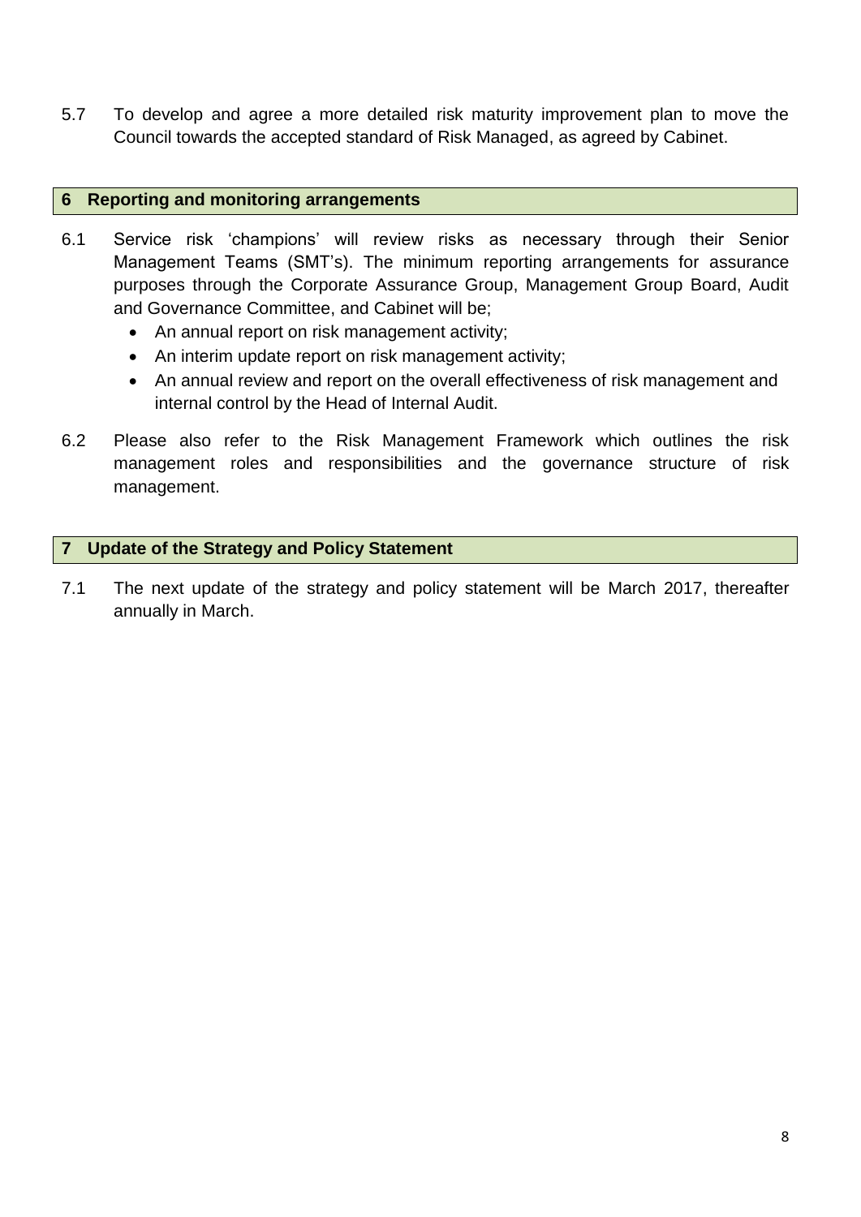5.7 To develop and agree a more detailed risk maturity improvement plan to move the Council towards the accepted standard of Risk Managed, as agreed by Cabinet.

## 6 Reporting and monitoring arrangements

6.1 Service risk 'champions' will review risks as necessary through their Senior Management Teams (SMT's). The minimum reporting arrangements for assurance purposes through the Corporate Assurance Group, Management Group Board, Audit and Governance Committee, and Cabinet will be;

- An annual report on risk management activity;
- An interim update report on risk management activity;
- An annual review and report on the overall effectiveness of risk management and internal control by the Head of Internal Audit.

6.2 Please also refer to the Risk Management Framework which outlines the risk management roles and responsibilities and the governance structure of risk management.

## 7 Update of the Strategy and Policy Statement

7.1 The next update of the strategy and policy statement will be March 2017, thereafter annually in March.